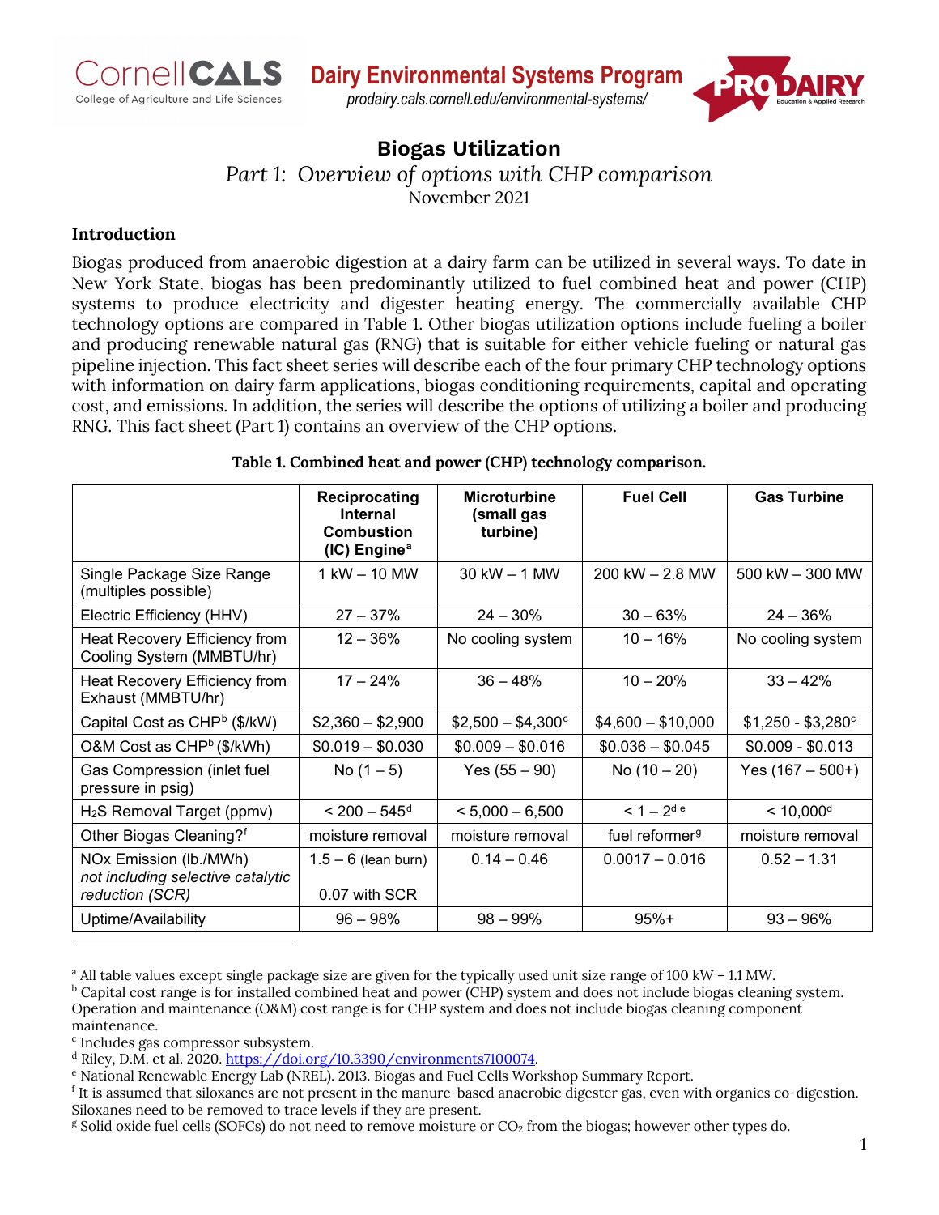Dairy Environmental Systems Program
prodairy.cals.cornell.edu/environmental-systems/

# Biogas Utilization

*Part 1: Overview of options with CHP comparison*

November 2021

## Introduction

Biogas produced from anaerobic digestion at a dairy farm can be utilized in several ways. To date in New York State, biogas has been predominantly utilized to fuel combined heat and power (CHP) systems to produce electricity and digester heating energy. The commercially available CHP technology options are compared in Table 1. Other biogas utilization options include fueling a boiler and producing renewable natural gas (RNG) that is suitable for either vehicle fueling or natural gas pipeline injection. This fact sheet series will describe each of the four primary CHP technology options with information on dairy farm applications, biogas conditioning requirements, capital and operating cost, and emissions. In addition, the series will describe the options of utilizing a boiler and producing RNG. This fact sheet (Part 1) contains an overview of the CHP options.

**Table 1. Combined heat and power (CHP) technology comparison.**

| | Reciprocating Internal Combustion (IC) Engine[a] | Microturbine (small gas turbine) | Fuel Cell | Gas Turbine |
|---|---|---|---|---|
| Single Package Size Range (multiples possible) | 1 kW – 10 MW | 30 kW – 1 MW | 200 kW – 2.8 MW | 500 kW – 300 MW |
| Electric Efficiency (HHV) | 27 – 37% | 24 – 30% | 30 – 63% | 24 – 36% |
| Heat Recovery Efficiency from Cooling System (MMBTU/hr) | 12 – 36% | No cooling system | 10 – 16% | No cooling system |
| Heat Recovery Efficiency from Exhaust (MMBTU/hr) | 17 – 24% | 36 – 48% | 10 – 20% | 33 – 42% |
| Capital Cost as CHP[b] ($/kW) | $2,360 – $2,900 | $2,500 – $4,300[c] | $4,600 – $10,000 | $1,250 - $3,280[c] |
| O&M Cost as CHP[b] ($/kWh) | $0.019 – $0.030 | $0.009 – $0.016 | $0.036 – $0.045 | $0.009 - $0.013 |
| Gas Compression (inlet fuel pressure in psig) | No (1 – 5) | Yes (55 – 90) | No (10 – 20) | Yes (167 – 500+) |
| $H_2S$ Removal Target (ppmv) | < 200 – 545[d] | < 5,000 – 6,500 | < 1 – 2[d,e] | < 10,000[d] |
| Other Biogas Cleaning?[f] | moisture removal | moisture removal | fuel reformer[g] | moisture removal |
| NOx Emission (lb./MWh) *not including selective catalytic reduction (SCR)* | 1.5 – 6 (lean burn) 0.07 with SCR | 0.14 – 0.46 | 0.0017 – 0.016 | 0.52 – 1.31 |
| Uptime/Availability | 96 – 98% | 98 – 99% | 95%+ | 93 – 96% |

[a] All table values except single package size are given for the typically used unit size range of 100 kW – 1.1 MW.

[b] Capital cost range is for installed combined heat and power (CHP) system and does not include biogas cleaning system. Operation and maintenance (O&M) cost range is for CHP system and does not include biogas cleaning component maintenance.

[c] Includes gas compressor subsystem.

[d] Riley, D.M. et al. 2020. https://doi.org/10.3390/environments7100074.

[e] National Renewable Energy Lab (NREL). 2013. Biogas and Fuel Cells Workshop Summary Report.

[f] It is assumed that siloxanes are not present in the manure-based anaerobic digester gas, even with organics co-digestion. Siloxanes need to be removed to trace levels if they are present.

[g] Solid oxide fuel cells (SOFCs) do not need to remove moisture or $CO_2$ from the biogas; however other types do.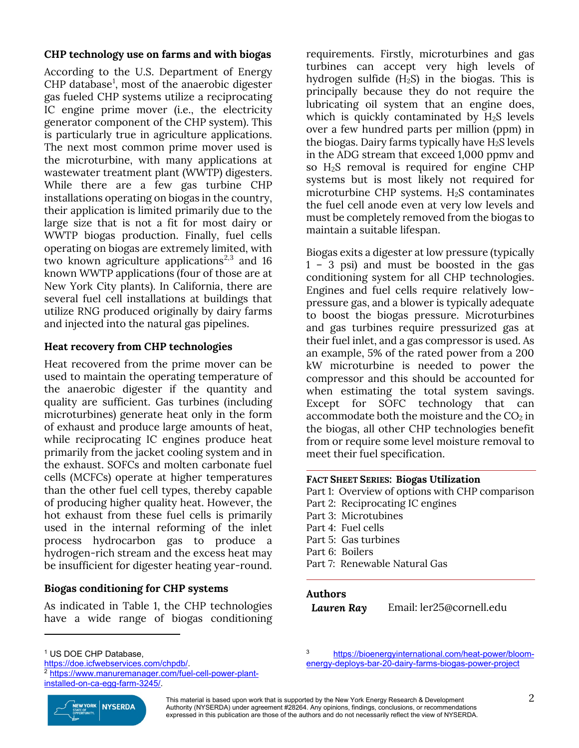## CHP technology use on farms and with biogas

According to the U.S. Department of Energy CHP database[1], most of the anaerobic digester gas fueled CHP systems utilize a reciprocating IC engine prime mover (i.e., the electricity generator component of the CHP system). This is particularly true in agriculture applications. The next most common prime mover used is the microturbine, with many applications at wastewater treatment plant (WWTP) digesters. While there are a few gas turbine CHP installations operating on biogas in the country, their application is limited primarily due to the large size that is not a fit for most dairy or WWTP biogas production. Finally, fuel cells operating on biogas are extremely limited, with two known agriculture applications[2,3] and 16 known WWTP applications (four of those are at New York City plants). In California, there are several fuel cell installations at buildings that utilize RNG produced originally by dairy farms and injected into the natural gas pipelines.

## Heat recovery from CHP technologies

Heat recovered from the prime mover can be used to maintain the operating temperature of the anaerobic digester if the quantity and quality are sufficient. Gas turbines (including microturbines) generate heat only in the form of exhaust and produce large amounts of heat, while reciprocating IC engines produce heat primarily from the jacket cooling system and in the exhaust. SOFCs and molten carbonate fuel cells (MCFCs) operate at higher temperatures than the other fuel cell types, thereby capable of producing higher quality heat. However, the hot exhaust from these fuel cells is primarily used in the internal reforming of the inlet process hydrocarbon gas to produce a hydrogen-rich stream and the excess heat may be insufficient for digester heating year-round.

## Biogas conditioning for CHP systems

As indicated in Table 1, the CHP technologies have a wide range of biogas conditioning requirements. Firstly, microturbines and gas turbines can accept very high levels of hydrogen sulfide ($H_2S$) in the biogas. This is principally because they do not require the lubricating oil system that an engine does, which is quickly contaminated by $H_2S$ levels over a few hundred parts per million (ppm) in the biogas. Dairy farms typically have $H_2S$ levels in the ADG stream that exceed 1,000 ppmv and so $H_2S$ removal is required for engine CHP systems but is most likely not required for microturbine CHP systems. $H_2S$ contaminates the fuel cell anode even at very low levels and must be completely removed from the biogas to maintain a suitable lifespan.

Biogas exits a digester at low pressure (typically 1 – 3 psi) and must be boosted in the gas conditioning system for all CHP technologies. Engines and fuel cells require relatively low-pressure gas, and a blower is typically adequate to boost the biogas pressure. Microturbines and gas turbines require pressurized gas at their fuel inlet, and a gas compressor is used. As an example, 5% of the rated power from a 200 kW microturbine is needed to power the compressor and this should be accounted for when estimating the total system savings. Except for SOFC technology that can accommodate both the moisture and the $CO_2$ in the biogas, all other CHP technologies benefit from or require some level moisture removal to meet their fuel specification.

**FACT SHEET SERIES: Biogas Utilization**

Part 1: Overview of options with CHP comparison
Part 2: Reciprocating IC engines
Part 3: Microtubines
Part 4: Fuel cells
Part 5: Gas turbines
Part 6: Boilers
Part 7: Renewable Natural Gas

**Authors**

***Lauren Ray*** Email: ler25@cornell.edu

[1] US DOE CHP Database, https://doe.icfwebservices.com/chpdb/.

[2] https://www.manuremanager.com/fuel-cell-power-plant-installed-on-ca-egg-farm-3245/.

[3] https://bioenergyinternational.com/heat-power/bloom-energy-deploys-bar-20-dairy-farms-biogas-power-project

This material is based upon work that is supported by the New York Energy Research & Development Authority (NYSERDA) under agreement #28264. Any opinions, findings, conclusions, or recommendations expressed in this publication are those of the authors and do not necessarily reflect the view of NYSERDA.